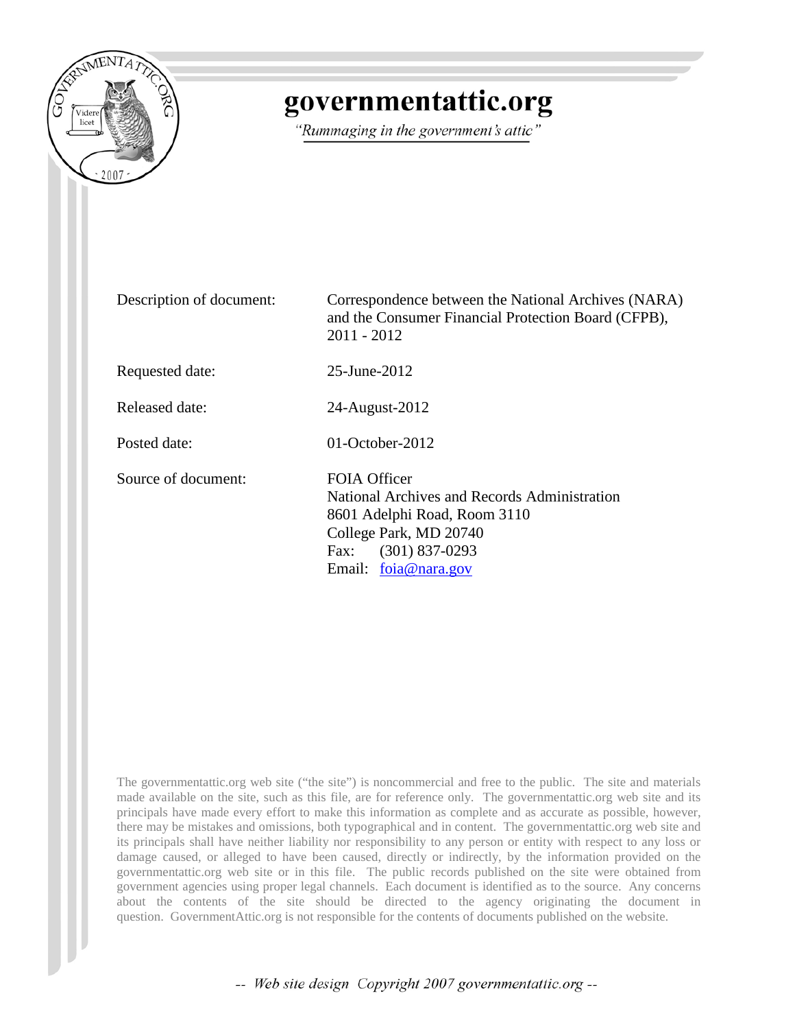# governmentattic.org

*"Rummaging in the government's attic"*

| | |
|---|---|
| Description of document: | Correspondence between the National Archives (NARA) and the Consumer Financial Protection Board (CFPB), 2011 - 2012 |
| Requested date: | 25-June-2012 |
| Released date: | 24-August-2012 |
| Posted date: | 01-October-2012 |
| Source of document: | FOIA Officer<br>National Archives and Records Administration<br>8601 Adelphi Road, Room 3110<br>College Park, MD 20740<br>Fax: (301) 837-0293<br>Email: foia@nara.gov |

The governmentattic.org web site ("the site") is noncommercial and free to the public. The site and materials made available on the site, such as this file, are for reference only. The governmentattic.org web site and its principals have made every effort to make this information as complete and as accurate as possible, however, there may be mistakes and omissions, both typographical and in content. The governmentattic.org web site and its principals shall have neither liability nor responsibility to any person or entity with respect to any loss or damage caused, or alleged to have been caused, directly or indirectly, by the information provided on the governmentattic.org web site or in this file. The public records published on the site were obtained from government agencies using proper legal channels. Each document is identified as to the source. Any concerns about the contents of the site should be directed to the agency originating the document in question. GovernmentAttic.org is not responsible for the contents of documents published on the website.

*-- Web site design Copyright 2007 governmentattic.org --*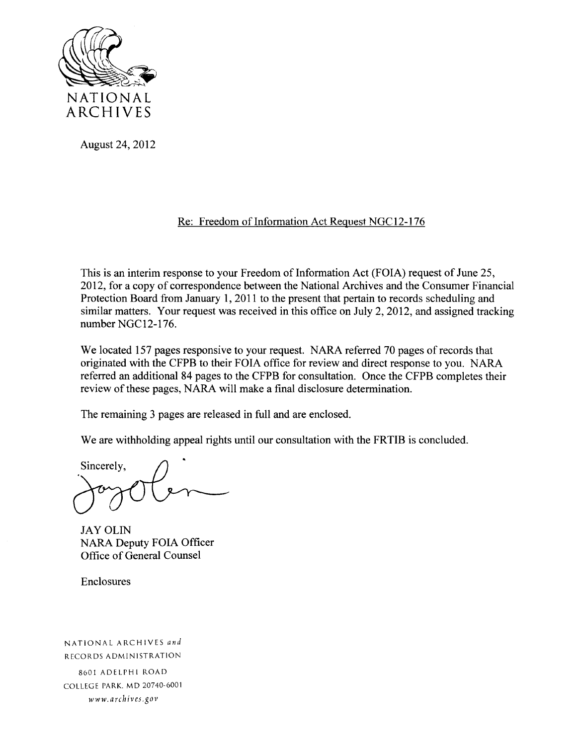NATIONAL ARCHIVES

August 24, 2012

Re: Freedom of Information Act Request NGC12-176

This is an interim response to your Freedom of Information Act (FOIA) request of June 25, 2012, for a copy of correspondence between the National Archives and the Consumer Financial Protection Board from January 1, 2011 to the present that pertain to records scheduling and similar matters. Your request was received in this office on July 2, 2012, and assigned tracking number NGC12-176.

We located 157 pages responsive to your request. NARA referred 70 pages of records that originated with the CFPB to their FOIA office for review and direct response to you. NARA referred an additional 84 pages to the CFPB for consultation. Once the CFPB completes their review of these pages, NARA will make a final disclosure determination.

The remaining 3 pages are released in full and are enclosed.

We are withholding appeal rights until our consultation with the FRTIB is concluded.

Sincerely,

JAY OLIN
NARA Deputy FOIA Officer
Office of General Counsel

Enclosures

NATIONAL ARCHIVES *and*
RECORDS ADMINISTRATION
8601 ADELPHI ROAD
COLLEGE PARK, MD 20740-6001
*www.archives.gov*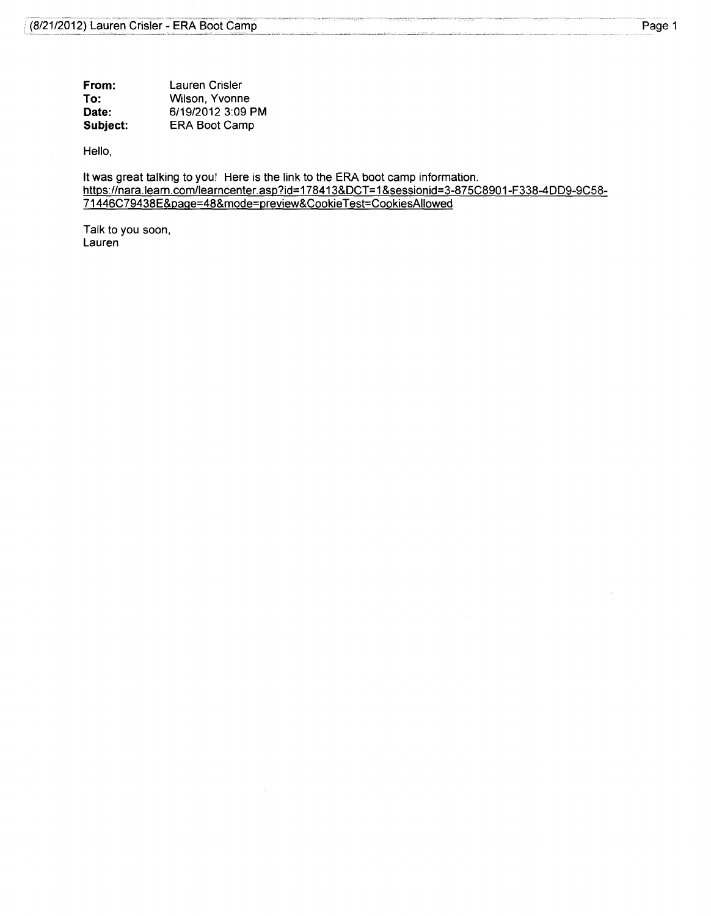**From:** Lauren Crisler
**To:** Wilson, Yvonne
**Date:** 6/19/2012 3:09 PM
**Subject:** ERA Boot Camp

Hello,

It was great talking to you! Here is the link to the ERA boot camp information.
https://nara.learn.com/learncenter.asp?id=178413&DCT=1&sessionid=3-875C8901-F338-4DD9-9C58-71446C79438E&page=48&mode=preview&CookieTest=CookiesAllowed

Talk to you soon,
Lauren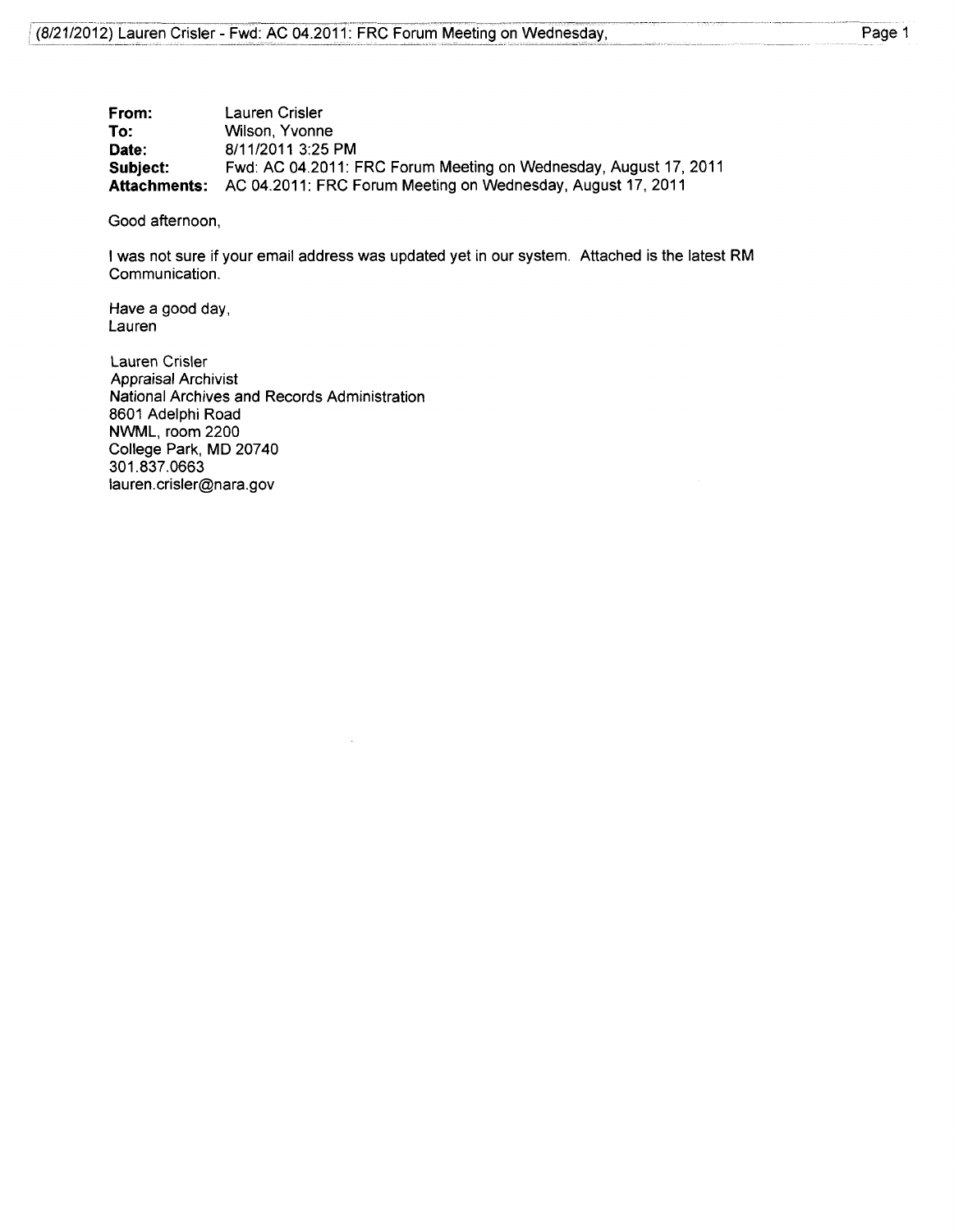**From:** Lauren Crisler
**To:** Wilson, Yvonne
**Date:** 8/11/2011 3:25 PM
**Subject:** Fwd: AC 04.2011: FRC Forum Meeting on Wednesday, August 17, 2011
**Attachments:** AC 04.2011: FRC Forum Meeting on Wednesday, August 17, 2011

Good afternoon,

I was not sure if your email address was updated yet in our system. Attached is the latest RM Communication.

Have a good day,
Lauren

Lauren Crisler
Appraisal Archivist
National Archives and Records Administration
8601 Adelphi Road
NWML, room 2200
College Park, MD 20740
301.837.0663
lauren.crisler@nara.gov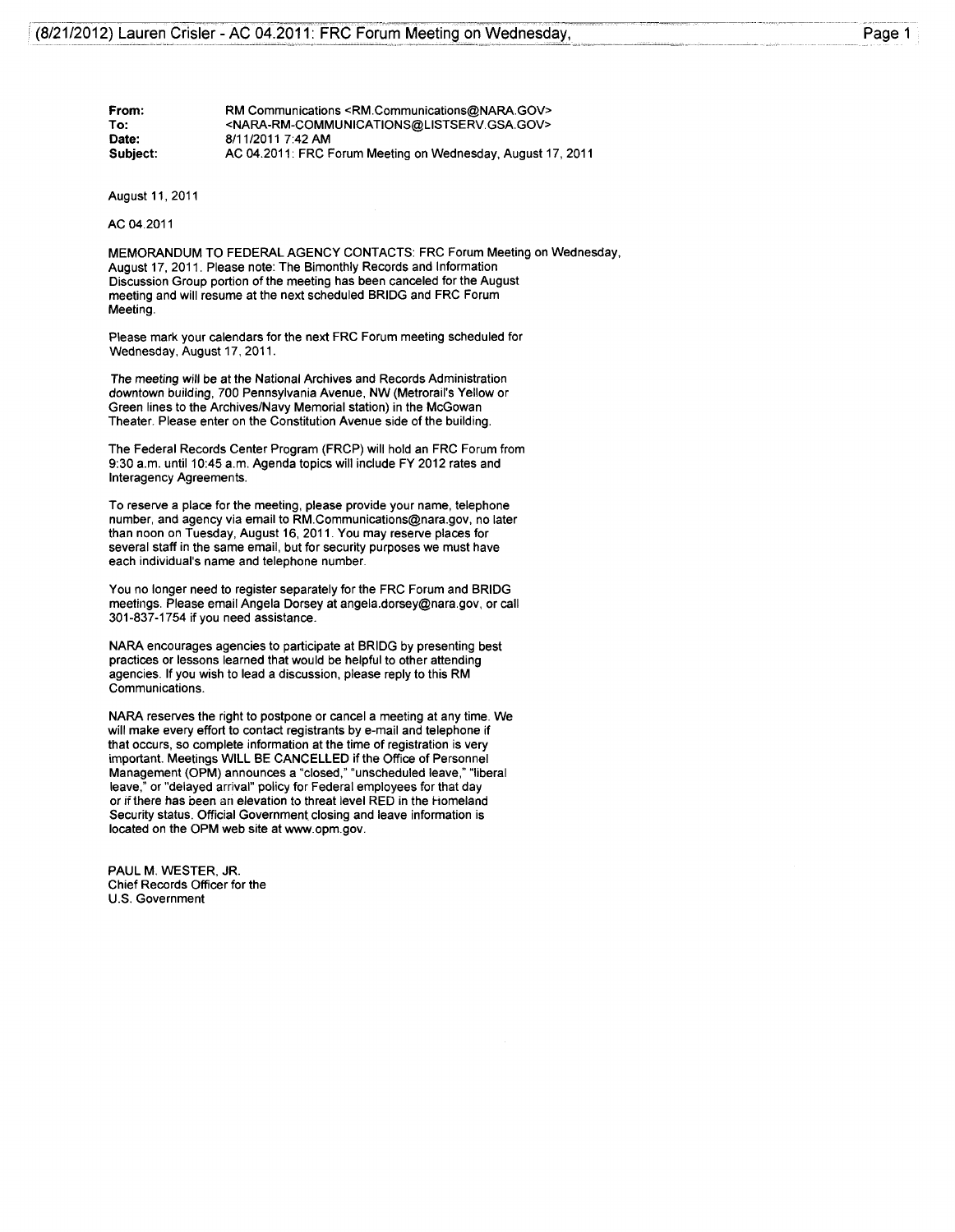**From:** RM Communications <RM.Communications@NARA.GOV>
**To:** <NARA-RM-COMMUNICATIONS@LISTSERV.GSA.GOV>
**Date:** 8/11/2011 7:42 AM
**Subject:** AC 04.2011: FRC Forum Meeting on Wednesday, August 17, 2011

August 11, 2011

AC 04.2011

MEMORANDUM TO FEDERAL AGENCY CONTACTS: FRC Forum Meeting on Wednesday, August 17, 2011. Please note: The Bimonthly Records and Information Discussion Group portion of the meeting has been canceled for the August meeting and will resume at the next scheduled BRIDG and FRC Forum Meeting.

Please mark your calendars for the next FRC Forum meeting scheduled for Wednesday, August 17, 2011.

The meeting will be at the National Archives and Records Administration downtown building, 700 Pennsylvania Avenue, NW (Metrorail's Yellow or Green lines to the Archives/Navy Memorial station) in the McGowan Theater. Please enter on the Constitution Avenue side of the building.

The Federal Records Center Program (FRCP) will hold an FRC Forum from 9:30 a.m. until 10:45 a.m. Agenda topics will include FY 2012 rates and Interagency Agreements.

To reserve a place for the meeting, please provide your name, telephone number, and agency via email to RM.Communications@nara.gov, no later than noon on Tuesday, August 16, 2011. You may reserve places for several staff in the same email, but for security purposes we must have each individual's name and telephone number.

You no longer need to register separately for the FRC Forum and BRIDG meetings. Please email Angela Dorsey at angela.dorsey@nara.gov, or call 301-837-1754 if you need assistance.

NARA encourages agencies to participate at BRIDG by presenting best practices or lessons learned that would be helpful to other attending agencies. If you wish to lead a discussion, please reply to this RM Communications.

NARA reserves the right to postpone or cancel a meeting at any time. We will make every effort to contact registrants by e-mail and telephone if that occurs, so complete information at the time of registration is very important. Meetings WILL BE CANCELLED if the Office of Personnel Management (OPM) announces a "closed," "unscheduled leave," "liberal leave," or "delayed arrival" policy for Federal employees for that day or if there has been an elevation to threat level RED in the Homeland Security status. Official Government closing and leave information is located on the OPM web site at www.opm.gov.

PAUL M. WESTER, JR.
Chief Records Officer for the
U.S. Government